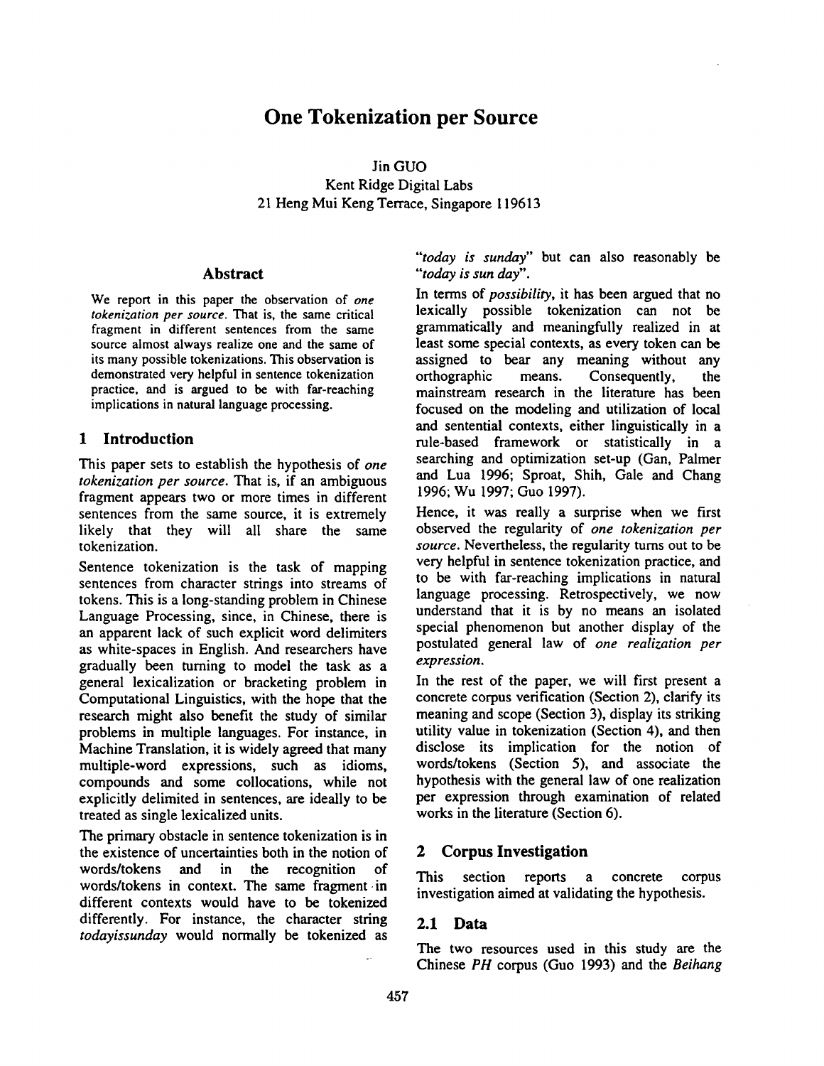# One Tokenization per Source

Jin GUO
Kent Ridge Digital Labs
21 Heng Mui Keng Terrace, Singapore 119613

## Abstract

We report in this paper the observation of *one tokenization per source*. That is, the same critical fragment in different sentences from the same source almost always realize one and the same of its many possible tokenizations. This observation is demonstrated very helpful in sentence tokenization practice, and is argued to be with far-reaching implications in natural language processing.

## 1 Introduction

This paper sets to establish the hypothesis of *one tokenization per source*. That is, if an ambiguous fragment appears two or more times in different sentences from the same source, it is extremely likely that they will all share the same tokenization.

Sentence tokenization is the task of mapping sentences from character strings into streams of tokens. This is a long-standing problem in Chinese Language Processing, since, in Chinese, there is an apparent lack of such explicit word delimiters as white-spaces in English. And researchers have gradually been turning to model the task as a general lexicalization or bracketing problem in Computational Linguistics, with the hope that the research might also benefit the study of similar problems in multiple languages. For instance, in Machine Translation, it is widely agreed that many multiple-word expressions, such as idioms, compounds and some collocations, while not explicitly delimited in sentences, are ideally to be treated as single lexicalized units.

The primary obstacle in sentence tokenization is in the existence of uncertainties both in the notion of words/tokens and in the recognition of words/tokens in context. The same fragment in different contexts would have to be tokenized differently. For instance, the character string *todayissunday* would normally be tokenized as "*today is sunday*" but can also reasonably be "*today is sun day*".

In terms of *possibility*, it has been argued that no lexically possible tokenization can not be grammatically and meaningfully realized in at least some special contexts, as every token can be assigned to bear any meaning without any orthographic means. Consequently, the mainstream research in the literature has been focused on the modeling and utilization of local and sentential contexts, either linguistically in a rule-based framework or statistically in a searching and optimization set-up (Gan, Palmer and Lua 1996; Sproat, Shih, Gale and Chang 1996; Wu 1997; Guo 1997).

Hence, it was really a surprise when we first observed the regularity of *one tokenization per source*. Nevertheless, the regularity turns out to be very helpful in sentence tokenization practice, and to be with far-reaching implications in natural language processing. Retrospectively, we now understand that it is by no means an isolated special phenomenon but another display of the postulated general law of *one realization per expression*.

In the rest of the paper, we will first present a concrete corpus verification (Section 2), clarify its meaning and scope (Section 3), display its striking utility value in tokenization (Section 4), and then disclose its implication for the notion of words/tokens (Section 5), and associate the hypothesis with the general law of one realization per expression through examination of related works in the literature (Section 6).

## 2 Corpus Investigation

This section reports a concrete corpus investigation aimed at validating the hypothesis.

### 2.1 Data

The two resources used in this study are the Chinese *PH* corpus (Guo 1993) and the *Beihang*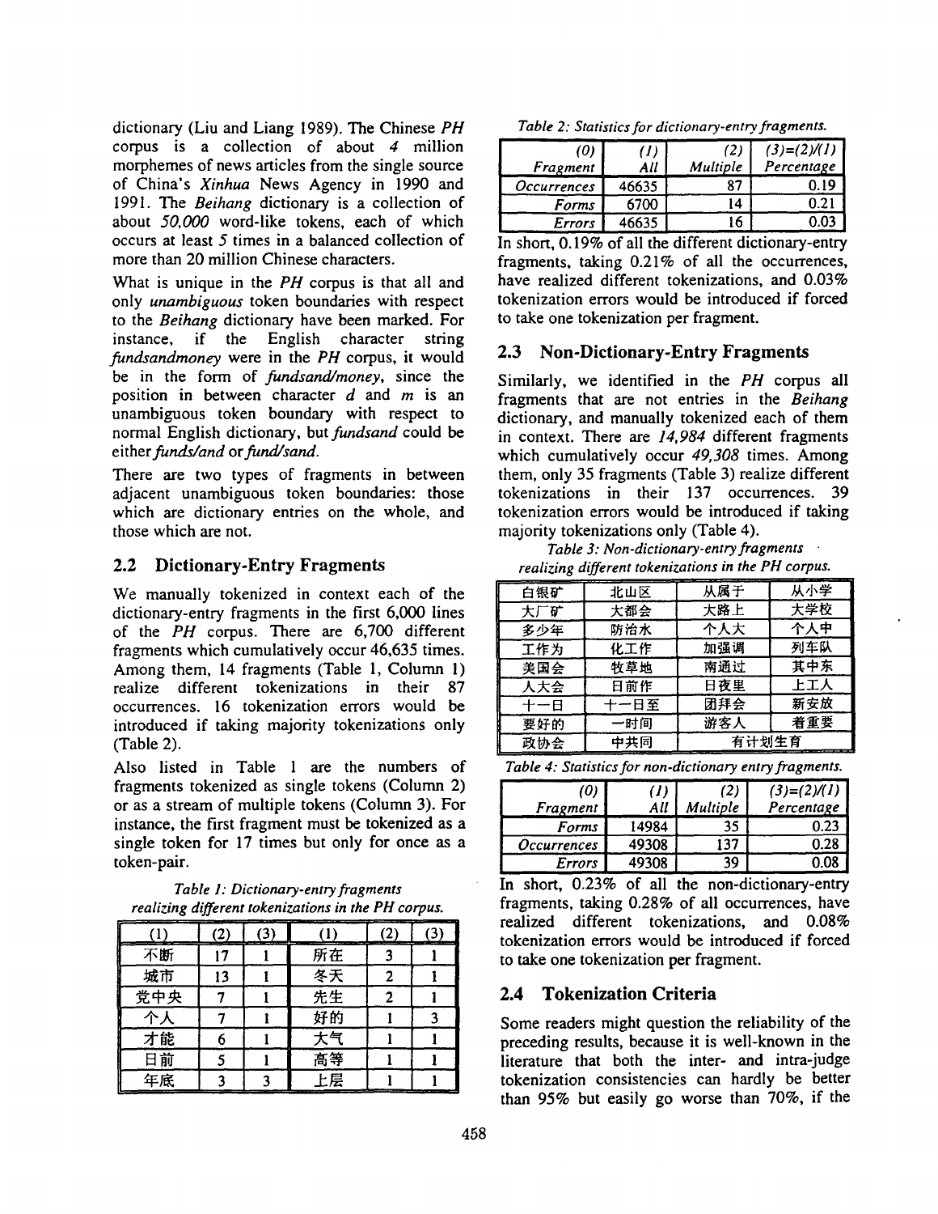dictionary (Liu and Liang 1989). The Chinese *PH* corpus is a collection of about *4* million morphemes of news articles from the single source of China's *Xinhua* News Agency in 1990 and 1991. The *Beihang* dictionary is a collection of about *50,000* word-like tokens, each of which occurs at least *5* times in a balanced collection of more than 20 million Chinese characters.

What is unique in the *PH* corpus is that all and only *unambiguous* token boundaries with respect to the *Beihang* dictionary have been marked. For instance, if the English character string *fundsandmoney* were in the *PH* corpus, it would be in the form of *fundsand/money*, since the position in between character *d* and *m* is an unambiguous token boundary with respect to normal English dictionary, but *fundsand* could be either *funds/and* or *fund/sand*.

There are two types of fragments in between adjacent unambiguous token boundaries: those which are dictionary entries on the whole, and those which are not.

## 2.2 Dictionary-Entry Fragments

We manually tokenized in context each of the dictionary-entry fragments in the first 6,000 lines of the *PH* corpus. There are 6,700 different fragments which cumulatively occur 46,635 times. Among them, 14 fragments (Table 1, Column 1) realize different tokenizations in their 87 occurrences. 16 tokenization errors would be introduced if taking majority tokenizations only (Table 2).

Also listed in Table 1 are the numbers of fragments tokenized as single tokens (Column 2) or as a stream of multiple tokens (Column 3). For instance, the first fragment must be tokenized as a single token for 17 times but only for once as a token-pair.

*Table 1: Dictionary-entry fragments realizing different tokenizations in the PH corpus.*

| (1) | (2) | (3) | (1) | (2) | (3) |
|---|---|---|---|---|---|
| 不断 | 17 | 1 | 所在 | 3 | 1 |
| 城市 | 13 | 1 | 冬天 | 2 | 1 |
| 党中央 | 7 | 1 | 先生 | 2 | 1 |
| 个人 | 7 | 1 | 好的 | 1 | 3 |
| 才能 | 6 | 1 | 大气 | 1 | 1 |
| 日前 | 5 | 1 | 高等 | 1 | 1 |
| 年底 | 3 | 3 | 上层 | 1 | 1 |

*Table 2: Statistics for dictionary-entry fragments.*

| (0) Fragment | (1) All | (2) Multiple | (3)=(2)/(1) Percentage |
|---|---|---|---|
| Occurrences | 46635 | 87 | 0.19 |
| Forms | 6700 | 14 | 0.21 |
| Errors | 46635 | 16 | 0.03 |

In short, 0.19% of all the different dictionary-entry fragments, taking 0.21% of all the occurrences, have realized different tokenizations, and 0.03% tokenization errors would be introduced if forced to take one tokenization per fragment.

## 2.3 Non-Dictionary-Entry Fragments

Similarly, we identified in the *PH* corpus all fragments that are not entries in the *Beihang* dictionary, and manually tokenized each of them in context. There are *14,984* different fragments which cumulatively occur *49,308* times. Among them, only 35 fragments (Table 3) realize different tokenizations in their 137 occurrences. 39 tokenization errors would be introduced if taking majority tokenizations only (Table 4).

*Table 3: Non-dictionary-entry fragments realizing different tokenizations in the PH corpus.*

| | | | |
|---|---|---|---|
| 白银矿 | 北山区 | 从属于 | 从小学 |
| 大厂矿 | 大都会 | 大路上 | 大学校 |
| 多少年 | 防治水 | 个人大 | 个人中 |
| 工作为 | 化工作 | 加强调 | 列车队 |
| 美国会 | 牧草地 | 南通过 | 其中东 |
| 人大会 | 日前作 | 日夜里 | 上工人 |
| 十一日 | 十一日至 | 团拜会 | 新安放 |
| 要好的 | 一时间 | 游客人 | 着重要 |
| 政协会 | 中共同 | 有计划生育 | |

*Table 4: Statistics for non-dictionary entry fragments.*

| (0) Fragment | (1) All | (2) Multiple | (3)=(2)/(1) Percentage |
|---|---|---|---|
| Forms | 14984 | 35 | 0.23 |
| Occurrences | 49308 | 137 | 0.28 |
| Errors | 49308 | 39 | 0.08 |

In short, 0.23% of all the non-dictionary-entry fragments, taking 0.28% of all occurrences, have realized different tokenizations, and 0.08% tokenization errors would be introduced if forced to take one tokenization per fragment.

## 2.4 Tokenization Criteria

Some readers might question the reliability of the preceding results, because it is well-known in the literature that both the inter- and intra-judge tokenization consistencies can hardly be better than 95% but easily go worse than 70%, if the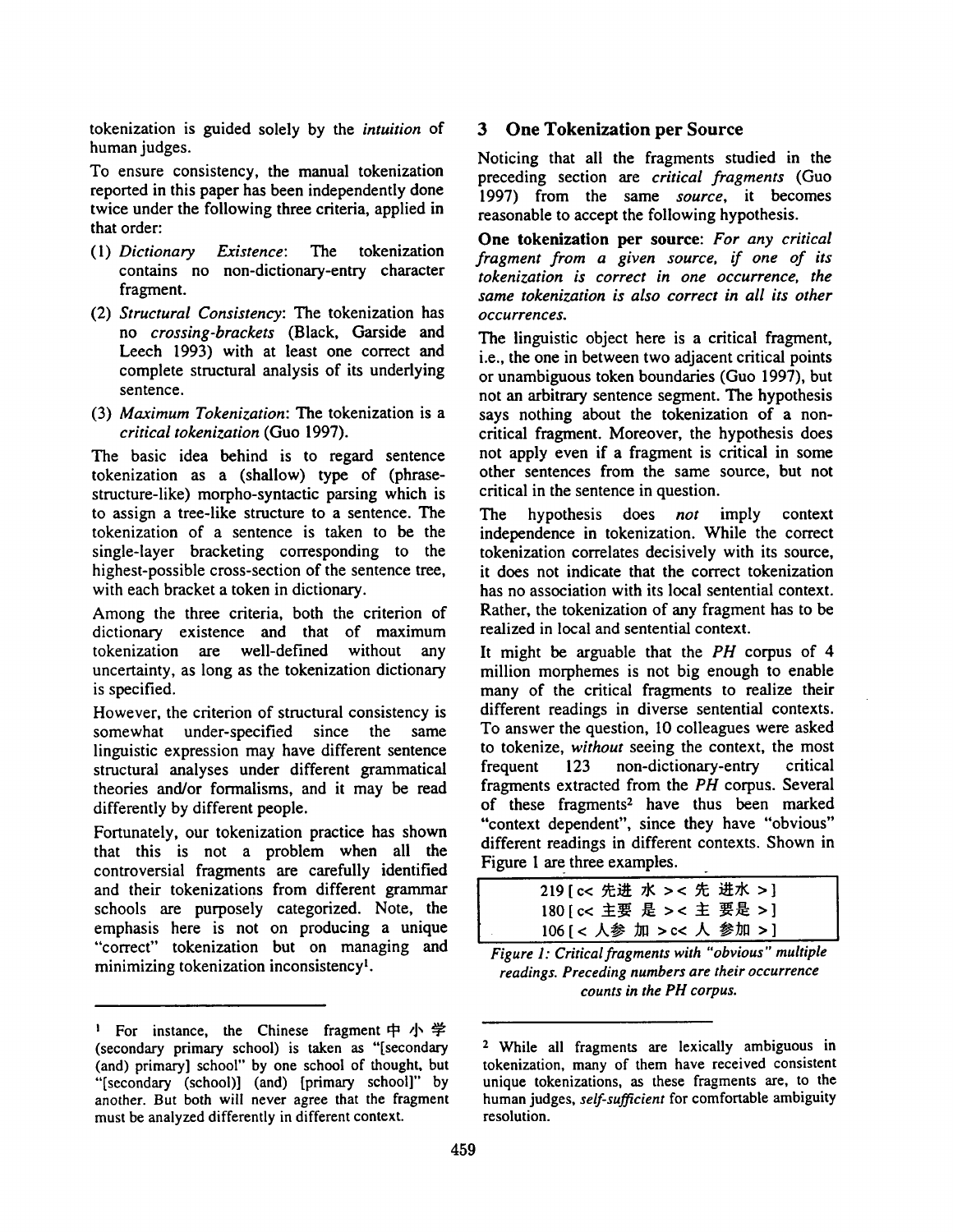tokenization is guided solely by the *intuition* of human judges.

To ensure consistency, the manual tokenization reported in this paper has been independently done twice under the following three criteria, applied in that order:

(1) *Dictionary Existence*: The tokenization contains no non-dictionary-entry character fragment.

(2) *Structural Consistency*: The tokenization has no *crossing-brackets* (Black, Garside and Leech 1993) with at least one correct and complete structural analysis of its underlying sentence.

(3) *Maximum Tokenization*: The tokenization is a *critical tokenization* (Guo 1997).

The basic idea behind is to regard sentence tokenization as a (shallow) type of (phrase-structure-like) morpho-syntactic parsing which is to assign a tree-like structure to a sentence. The tokenization of a sentence is taken to be the single-layer bracketing corresponding to the highest-possible cross-section of the sentence tree, with each bracket a token in dictionary.

Among the three criteria, both the criterion of dictionary existence and that of maximum tokenization are well-defined without any uncertainty, as long as the tokenization dictionary is specified.

However, the criterion of structural consistency is somewhat under-specified since the same linguistic expression may have different sentence structural analyses under different grammatical theories and/or formalisms, and it may be read differently by different people.

Fortunately, our tokenization practice has shown that this is not a problem when all the controversial fragments are carefully identified and their tokenizations from different grammar schools are purposely categorized. Note, the emphasis here is not on producing a unique "correct" tokenization but on managing and minimizing tokenization inconsistency[1].

## 3 One Tokenization per Source

Noticing that all the fragments studied in the preceding section are *critical fragments* (Guo 1997) from the same *source*, it becomes reasonable to accept the following hypothesis.

**One tokenization per source**: *For any critical fragment from a given source, if one of its tokenization is correct in one occurrence, the same tokenization is also correct in all its other occurrences.*

The linguistic object here is a critical fragment, i.e., the one in between two adjacent critical points or unambiguous token boundaries (Guo 1997), but not an arbitrary sentence segment. The hypothesis says nothing about the tokenization of a non-critical fragment. Moreover, the hypothesis does not apply even if a fragment is critical in some other sentences from the same source, but not critical in the sentence in question.

The hypothesis does *not* imply context independence in tokenization. While the correct tokenization correlates decisively with its source, it does not indicate that the correct tokenization has no association with its local sentential context. Rather, the tokenization of any fragment has to be realized in local and sentential context.

It might be arguable that the *PH* corpus of 4 million morphemes is not big enough to enable many of the critical fragments to realize their different readings in diverse sentential contexts. To answer the question, 10 colleagues were asked to tokenize, *without* seeing the context, the most frequent 123 non-dictionary-entry critical fragments extracted from the *PH* corpus. Several of these fragments[2] have thus been marked "context dependent", since they have "obvious" different readings in different contexts. Shown in Figure 1 are three examples.

```
219 [ c< 先进 水 >< 先 进水 > ]
180 [ c< 主要 是 >< 主 要是 > ]
106 [ < 人参 加 > c< 人 参加 > ]
```

*Figure 1: Critical fragments with "obvious" multiple readings. Preceding numbers are their occurrence counts in the PH corpus.*

---

[1] For instance, the Chinese fragment 中 小 学 (secondary primary school) is taken as "[secondary (and) primary] school" by one school of thought, but "[secondary (school)] (and) [primary school]" by another. But both will never agree that the fragment must be analyzed differently in different context.

[2] While all fragments are lexically ambiguous in tokenization, many of them have received consistent unique tokenizations, as these fragments are, to the human judges, *self-sufficient* for comfortable ambiguity resolution.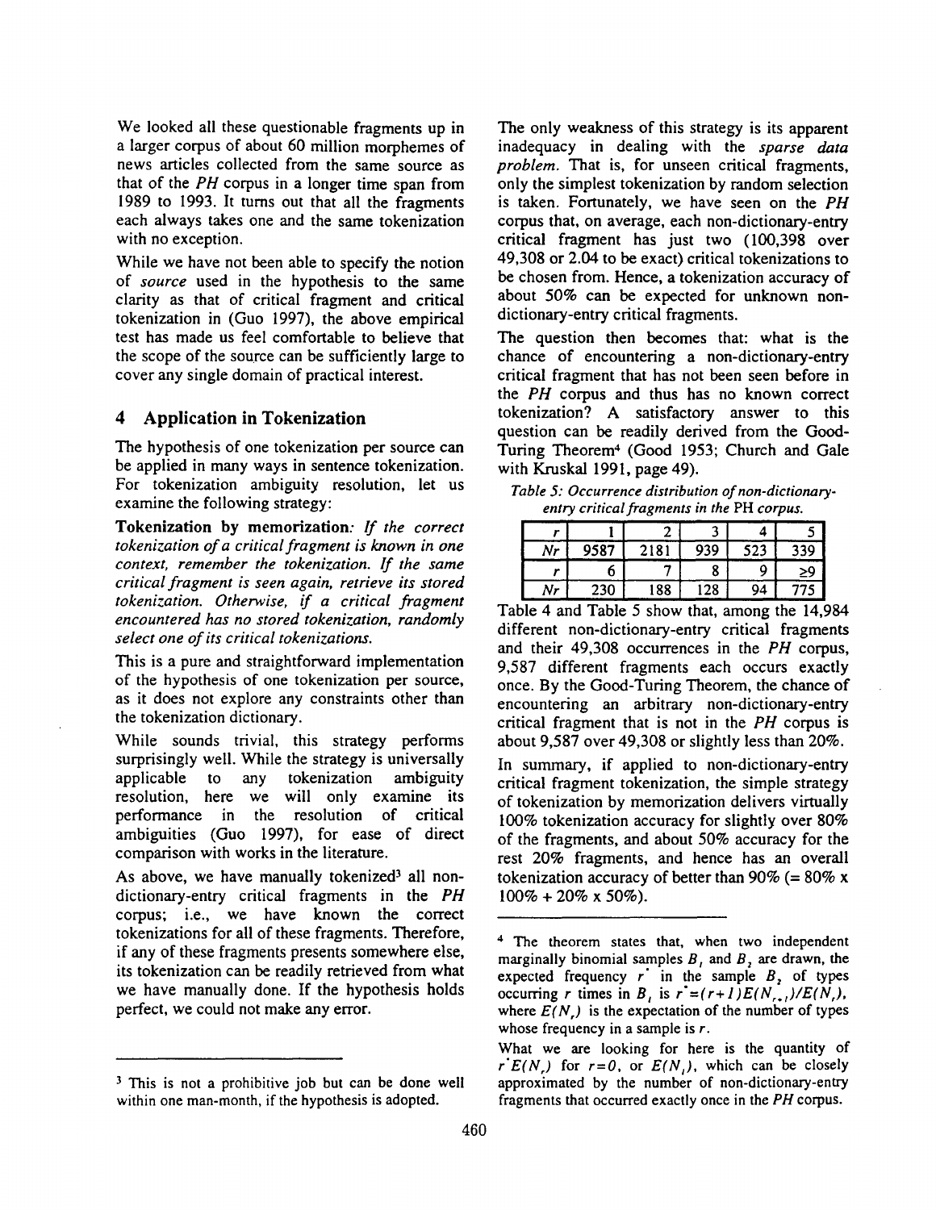We looked all these questionable fragments up in a larger corpus of about 60 million morphemes of news articles collected from the same source as that of the *PH* corpus in a longer time span from 1989 to 1993. It turns out that all the fragments each always takes one and the same tokenization with no exception.

While we have not been able to specify the notion of *source* used in the hypothesis to the same clarity as that of critical fragment and critical tokenization in (Guo 1997), the above empirical test has made us feel comfortable to believe that the scope of the source can be sufficiently large to cover any single domain of practical interest.

## 4 Application in Tokenization

The hypothesis of one tokenization per source can be applied in many ways in sentence tokenization. For tokenization ambiguity resolution, let us examine the following strategy:

**Tokenization by memorization**: *If the correct tokenization of a critical fragment is known in one context, remember the tokenization. If the same critical fragment is seen again, retrieve its stored tokenization. Otherwise, if a critical fragment encountered has no stored tokenization, randomly select one of its critical tokenizations.*

This is a pure and straightforward implementation of the hypothesis of one tokenization per source, as it does not explore any constraints other than the tokenization dictionary.

While sounds trivial, this strategy performs surprisingly well. While the strategy is universally applicable to any tokenization ambiguity resolution, here we will only examine its performance in the resolution of critical ambiguities (Guo 1997), for ease of direct comparison with works in the literature.

As above, we have manually tokenized[3] all non-dictionary-entry critical fragments in the *PH* corpus; i.e., we have known the correct tokenizations for all of these fragments. Therefore, if any of these fragments presents somewhere else, its tokenization can be readily retrieved from what we have manually done. If the hypothesis holds perfect, we could not make any error.

The only weakness of this strategy is its apparent inadequacy in dealing with the *sparse data problem*. That is, for unseen critical fragments, only the simplest tokenization by random selection is taken. Fortunately, we have seen on the *PH* corpus that, on average, each non-dictionary-entry critical fragment has just two (100,398 over 49,308 or 2.04 to be exact) critical tokenizations to be chosen from. Hence, a tokenization accuracy of about 50% can be expected for unknown non-dictionary-entry critical fragments.

The question then becomes that: what is the chance of encountering a non-dictionary-entry critical fragment that has not been seen before in the *PH* corpus and thus has no known correct tokenization? A satisfactory answer to this question can be readily derived from the Good-Turing Theorem[4] (Good 1953; Church and Gale with Kruskal 1991, page 49).

*Table 5: Occurrence distribution of non-dictionary-entry critical fragments in the* PH *corpus.*

| $r$ | 1 | 2 | 3 | 4 | 5 |
|---|---|---|---|---|---|
| $Nr$ | 9587 | 2181 | 939 | 523 | 339 |
| $r$ | 6 | 7 | 8 | 9 | ≥9 |
| $Nr$ | 230 | 188 | 128 | 94 | 775 |

Table 4 and Table 5 show that, among the 14,984 different non-dictionary-entry critical fragments and their 49,308 occurrences in the *PH* corpus, 9,587 different fragments each occurs exactly once. By the Good-Turing Theorem, the chance of encountering an arbitrary non-dictionary-entry critical fragment that is not in the *PH* corpus is about 9,587 over 49,308 or slightly less than 20%.

In summary, if applied to non-dictionary-entry critical fragment tokenization, the simple strategy of tokenization by memorization delivers virtually 100% tokenization accuracy for slightly over 80% of the fragments, and about 50% accuracy for the rest 20% fragments, and hence has an overall tokenization accuracy of better than 90% (= 80% x 100% + 20% x 50%).

---

[3] This is not a prohibitive job but can be done well within one man-month, if the hypothesis is adopted.

[4] The theorem states that, when two independent marginally binomial samples $B_1$ and $B_2$ are drawn, the expected frequency $r^*$ in the sample $B_2$ of types occurring $r$ times in $B_1$ is $r^*=(r+1)E(N_{r+1})/E(N_r)$, where $E(N_r)$ is the expectation of the number of types whose frequency in a sample is $r$.

What we are looking for here is the quantity of $r^*E(N_r)$ for $r=0$, or $E(N_1)$, which can be closely approximated by the number of non-dictionary-entry fragments that occurred exactly once in the *PH* corpus.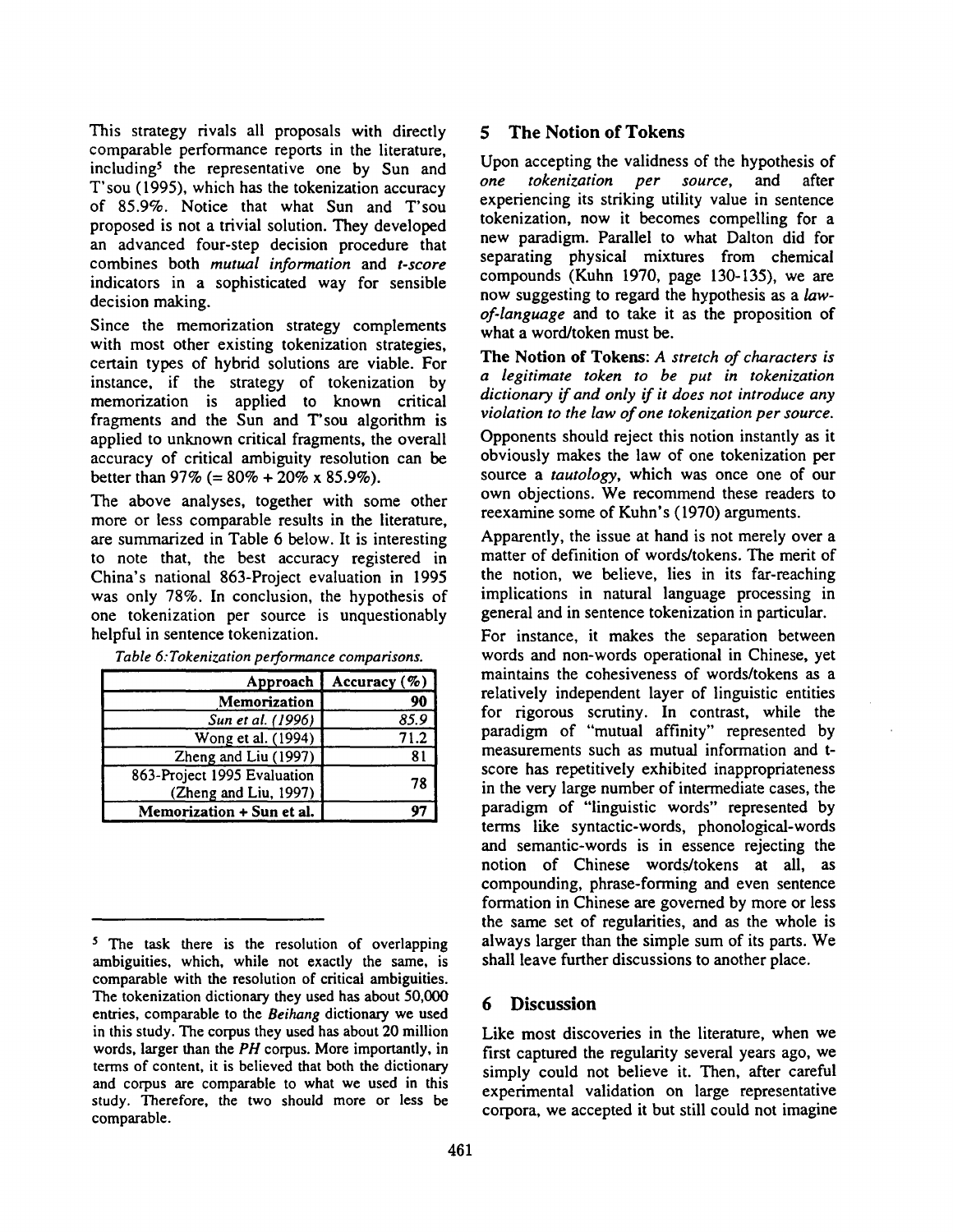This strategy rivals all proposals with directly comparable performance reports in the literature, including[5] the representative one by Sun and T'sou (1995), which has the tokenization accuracy of 85.9%. Notice that what Sun and T'sou proposed is not a trivial solution. They developed an advanced four-step decision procedure that combines both *mutual information* and *t-score* indicators in a sophisticated way for sensible decision making.

Since the memorization strategy complements with most other existing tokenization strategies, certain types of hybrid solutions are viable. For instance, if the strategy of tokenization by memorization is applied to known critical fragments and the Sun and T'sou algorithm is applied to unknown critical fragments, the overall accuracy of critical ambiguity resolution can be better than 97% (= 80% + 20% x 85.9%).

The above analyses, together with some other more or less comparable results in the literature, are summarized in Table 6 below. It is interesting to note that, the best accuracy registered in China's national 863-Project evaluation in 1995 was only 78%. In conclusion, the hypothesis of one tokenization per source is unquestionably helpful in sentence tokenization.

*Table 6: Tokenization performance comparisons.*

| Approach | Accuracy (%) |
|---:|---:|
| **Memorization** | **90** |
| *Sun et al. (1996)* | *85.9* |
| Wong et al. (1994) | 71.2 |
| Zheng and Liu (1997) | 81 |
| 863-Project 1995 Evaluation (Zheng and Liu, 1997) | 78 |
| **Memorization + Sun et al.** | **97** |

[5] The task there is the resolution of overlapping ambiguities, which, while not exactly the same, is comparable with the resolution of critical ambiguities. The tokenization dictionary they used has about 50,000 entries, comparable to the *Beihang* dictionary we used in this study. The corpus they used has about 20 million words, larger than the *PH* corpus. More importantly, in terms of content, it is believed that both the dictionary and corpus are comparable to what we used in this study. Therefore, the two should more or less be comparable.

## 5 The Notion of Tokens

Upon accepting the validness of the hypothesis of *one tokenization per source*, and after experiencing its striking utility value in sentence tokenization, now it becomes compelling for a new paradigm. Parallel to what Dalton did for separating physical mixtures from chemical compounds (Kuhn 1970, page 130-135), we are now suggesting to regard the hypothesis as a *law-of-language* and to take it as the proposition of what a word/token must be.

**The Notion of Tokens**: *A stretch of characters is a legitimate token to be put in tokenization dictionary if and only if it does not introduce any violation to the law of one tokenization per source.*

Opponents should reject this notion instantly as it obviously makes the law of one tokenization per source a *tautology*, which was once one of our own objections. We recommend these readers to reexamine some of Kuhn's (1970) arguments.

Apparently, the issue at hand is not merely over a matter of definition of words/tokens. The merit of the notion, we believe, lies in its far-reaching implications in natural language processing in general and in sentence tokenization in particular.

For instance, it makes the separation between words and non-words operational in Chinese, yet maintains the cohesiveness of words/tokens as a relatively independent layer of linguistic entities for rigorous scrutiny. In contrast, while the paradigm of "mutual affinity" represented by measurements such as mutual information and t-score has repetitively exhibited inappropriateness in the very large number of intermediate cases, the paradigm of "linguistic words" represented by terms like syntactic-words, phonological-words and semantic-words is in essence rejecting the notion of Chinese words/tokens at all, as compounding, phrase-forming and even sentence formation in Chinese are governed by more or less the same set of regularities, and as the whole is always larger than the simple sum of its parts. We shall leave further discussions to another place.

## 6 Discussion

Like most discoveries in the literature, when we first captured the regularity several years ago, we simply could not believe it. Then, after careful experimental validation on large representative corpora, we accepted it but still could not imagine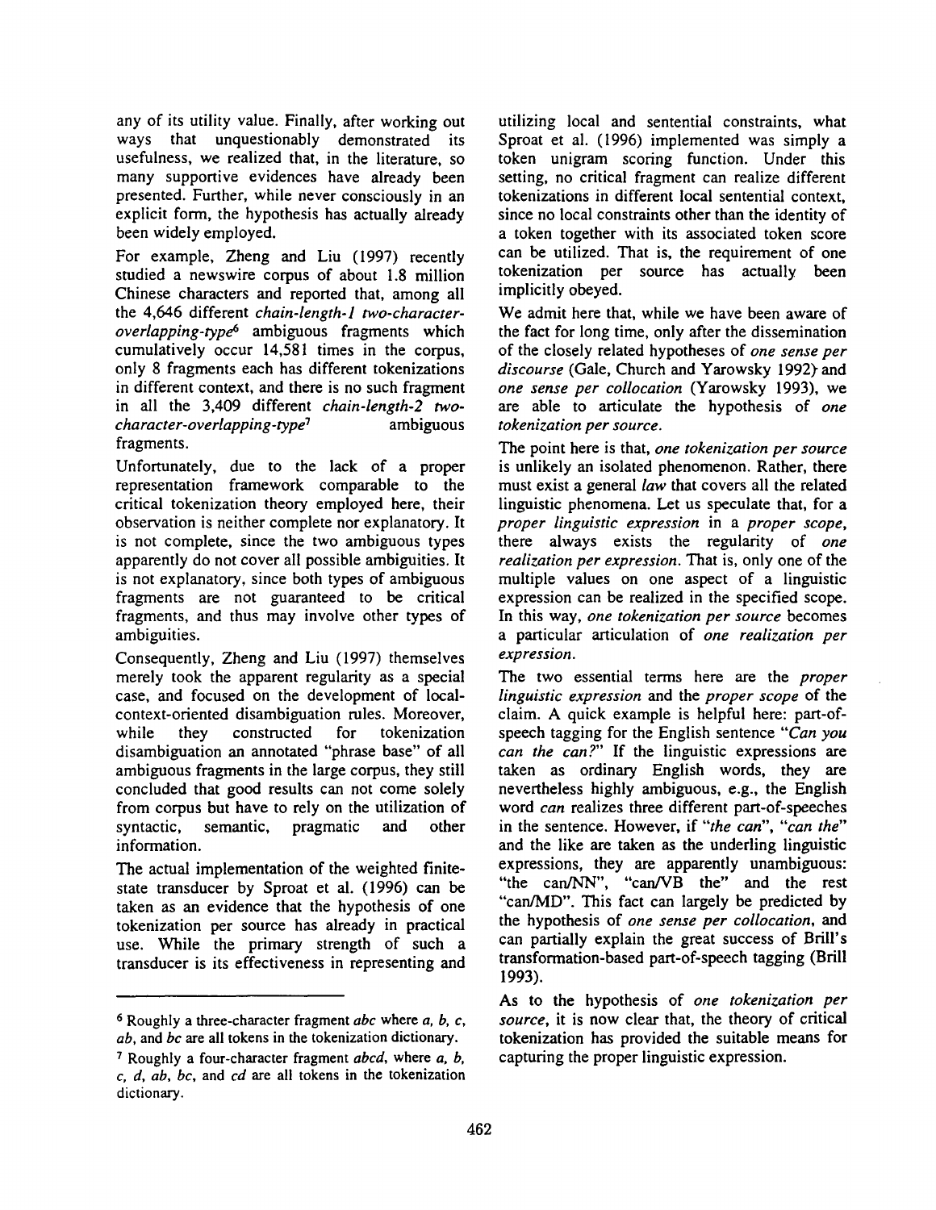any of its utility value. Finally, after working out ways that unquestionably demonstrated its usefulness, we realized that, in the literature, so many supportive evidences have already been presented. Further, while never consciously in an explicit form, the hypothesis has actually already been widely employed.

For example, Zheng and Liu (1997) recently studied a newswire corpus of about 1.8 million Chinese characters and reported that, among all the 4,646 different *chain-length-1 two-character-overlapping-type*[6] ambiguous fragments which cumulatively occur 14,581 times in the corpus, only 8 fragments each has different tokenizations in different context, and there is no such fragment in all the 3,409 different *chain-length-2 two-character-overlapping-type*[7] ambiguous fragments.

Unfortunately, due to the lack of a proper representation framework comparable to the critical tokenization theory employed here, their observation is neither complete nor explanatory. It is not complete, since the two ambiguous types apparently do not cover all possible ambiguities. It is not explanatory, since both types of ambiguous fragments are not guaranteed to be critical fragments, and thus may involve other types of ambiguities.

Consequently, Zheng and Liu (1997) themselves merely took the apparent regularity as a special case, and focused on the development of local-context-oriented disambiguation rules. Moreover, while they constructed for tokenization disambiguation an annotated "phrase base" of all ambiguous fragments in the large corpus, they still concluded that good results can not come solely from corpus but have to rely on the utilization of syntactic, semantic, pragmatic and other information.

The actual implementation of the weighted finite-state transducer by Sproat et al. (1996) can be taken as an evidence that the hypothesis of one tokenization per source has already in practical use. While the primary strength of such a transducer is its effectiveness in representing and utilizing local and sentential constraints, what Sproat et al. (1996) implemented was simply a token unigram scoring function. Under this setting, no critical fragment can realize different tokenizations in different local sentential context, since no local constraints other than the identity of a token together with its associated token score can be utilized. That is, the requirement of one tokenization per source has actually been implicitly obeyed.

We admit here that, while we have been aware of the fact for long time, only after the dissemination of the closely related hypotheses of *one sense per discourse* (Gale, Church and Yarowsky 1992) and *one sense per collocation* (Yarowsky 1993), we are able to articulate the hypothesis of *one tokenization per source*.

The point here is that, *one tokenization per source* is unlikely an isolated phenomenon. Rather, there must exist a general *law* that covers all the related linguistic phenomena. Let us speculate that, for a *proper linguistic expression* in a *proper scope*, there always exists the regularity of *one realization per expression*. That is, only one of the multiple values on one aspect of a linguistic expression can be realized in the specified scope. In this way, *one tokenization per source* becomes a particular articulation of *one realization per expression*.

The two essential terms here are the *proper linguistic expression* and the *proper scope* of the claim. A quick example is helpful here: part-of-speech tagging for the English sentence "*Can you can the can?*" If the linguistic expressions are taken as ordinary English words, they are nevertheless highly ambiguous, e.g., the English word *can* realizes three different part-of-speeches in the sentence. However, if "*the can*", "*can the*" and the like are taken as the underling linguistic expressions, they are apparently unambiguous: "the can/NN", "can/VB the" and the rest "can/MD". This fact can largely be predicted by the hypothesis of *one sense per collocation*, and can partially explain the great success of Brill's transformation-based part-of-speech tagging (Brill 1993).

As to the hypothesis of *one tokenization per source*, it is now clear that, the theory of critical tokenization has provided the suitable means for capturing the proper linguistic expression.

---

[6] Roughly a three-character fragment *abc* where *a, b, c, ab*, and *bc* are all tokens in the tokenization dictionary.

[7] Roughly a four-character fragment *abcd*, where *a, b, c, d, ab, bc*, and *cd* are all tokens in the tokenization dictionary.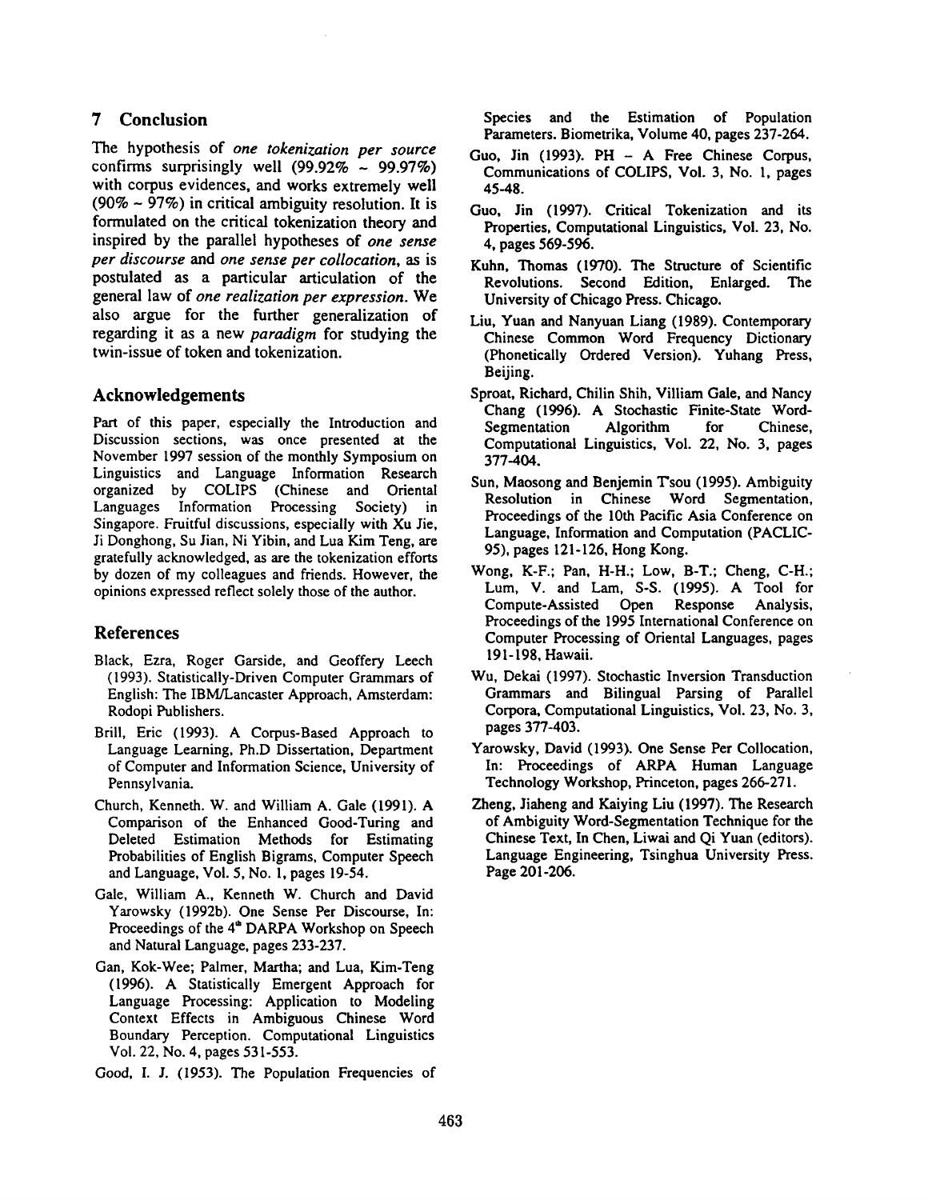## 7 Conclusion

The hypothesis of *one tokenization per source* confirms surprisingly well (99.92% ~ 99.97%) with corpus evidences, and works extremely well (90% ~ 97%) in critical ambiguity resolution. It is formulated on the critical tokenization theory and inspired by the parallel hypotheses of *one sense per discourse* and *one sense per collocation*, as is postulated as a particular articulation of the general law of *one realization per expression*. We also argue for the further generalization of regarding it as a new *paradigm* for studying the twin-issue of token and tokenization.

## Acknowledgements

Part of this paper, especially the Introduction and Discussion sections, was once presented at the November 1997 session of the monthly Symposium on Linguistics and Language Information Research organized by COLIPS (Chinese and Oriental Languages Information Processing Society) in Singapore. Fruitful discussions, especially with Xu Jie, Ji Donghong, Su Jian, Ni Yibin, and Lua Kim Teng, are gratefully acknowledged, as are the tokenization efforts by dozen of my colleagues and friends. However, the opinions expressed reflect solely those of the author.

## References

Black, Ezra, Roger Garside, and Geoffery Leech (1993). Statistically-Driven Computer Grammars of English: The IBM/Lancaster Approach, Amsterdam: Rodopi Publishers.

Brill, Eric (1993). A Corpus-Based Approach to Language Learning, Ph.D Dissertation, Department of Computer and Information Science, University of Pennsylvania.

Church, Kenneth. W. and William A. Gale (1991). A Comparison of the Enhanced Good-Turing and Deleted Estimation Methods for Estimating Probabilities of English Bigrams, Computer Speech and Language, Vol. 5, No. 1, pages 19-54.

Gale, William A., Kenneth W. Church and David Yarowsky (1992b). One Sense Per Discourse, In: Proceedings of the 4th DARPA Workshop on Speech and Natural Language, pages 233-237.

Gan, Kok-Wee; Palmer, Martha; and Lua, Kim-Teng (1996). A Statistically Emergent Approach for Language Processing: Application to Modeling Context Effects in Ambiguous Chinese Word Boundary Perception. Computational Linguistics Vol. 22, No. 4, pages 531-553.

Good, I. J. (1953). The Population Frequencies of Species and the Estimation of Population Parameters. Biometrika, Volume 40, pages 237-264.

Guo, Jin (1993). PH – A Free Chinese Corpus, Communications of COLIPS, Vol. 3, No. 1, pages 45-48.

Guo, Jin (1997). Critical Tokenization and its Properties, Computational Linguistics, Vol. 23, No. 4, pages 569-596.

Kuhn, Thomas (1970). The Structure of Scientific Revolutions. Second Edition, Enlarged. The University of Chicago Press. Chicago.

Liu, Yuan and Nanyuan Liang (1989). Contemporary Chinese Common Word Frequency Dictionary (Phonetically Ordered Version). Yuhang Press, Beijing.

Sproat, Richard, Chilin Shih, Villiam Gale, and Nancy Chang (1996). A Stochastic Finite-State Word-Segmentation Algorithm for Chinese, Computational Linguistics, Vol. 22, No. 3, pages 377-404.

Sun, Maosong and Benjemin T'sou (1995). Ambiguity Resolution in Chinese Word Segmentation, Proceedings of the 10th Pacific Asia Conference on Language, Information and Computation (PACLIC-95), pages 121-126, Hong Kong.

Wong, K-F.; Pan, H-H.; Low, B-T.; Cheng, C-H.; Lum, V. and Lam, S-S. (1995). A Tool for Compute-Assisted Open Response Analysis, Proceedings of the 1995 International Conference on Computer Processing of Oriental Languages, pages 191-198, Hawaii.

Wu, Dekai (1997). Stochastic Inversion Transduction Grammars and Bilingual Parsing of Parallel Corpora, Computational Linguistics, Vol. 23, No. 3, pages 377-403.

Yarowsky, David (1993). One Sense Per Collocation, In: Proceedings of ARPA Human Language Technology Workshop, Princeton, pages 266-271.

Zheng, Jiaheng and Kaiying Liu (1997). The Research of Ambiguity Word-Segmentation Technique for the Chinese Text, In Chen, Liwai and Qi Yuan (editors). Language Engineering, Tsinghua University Press. Page 201-206.